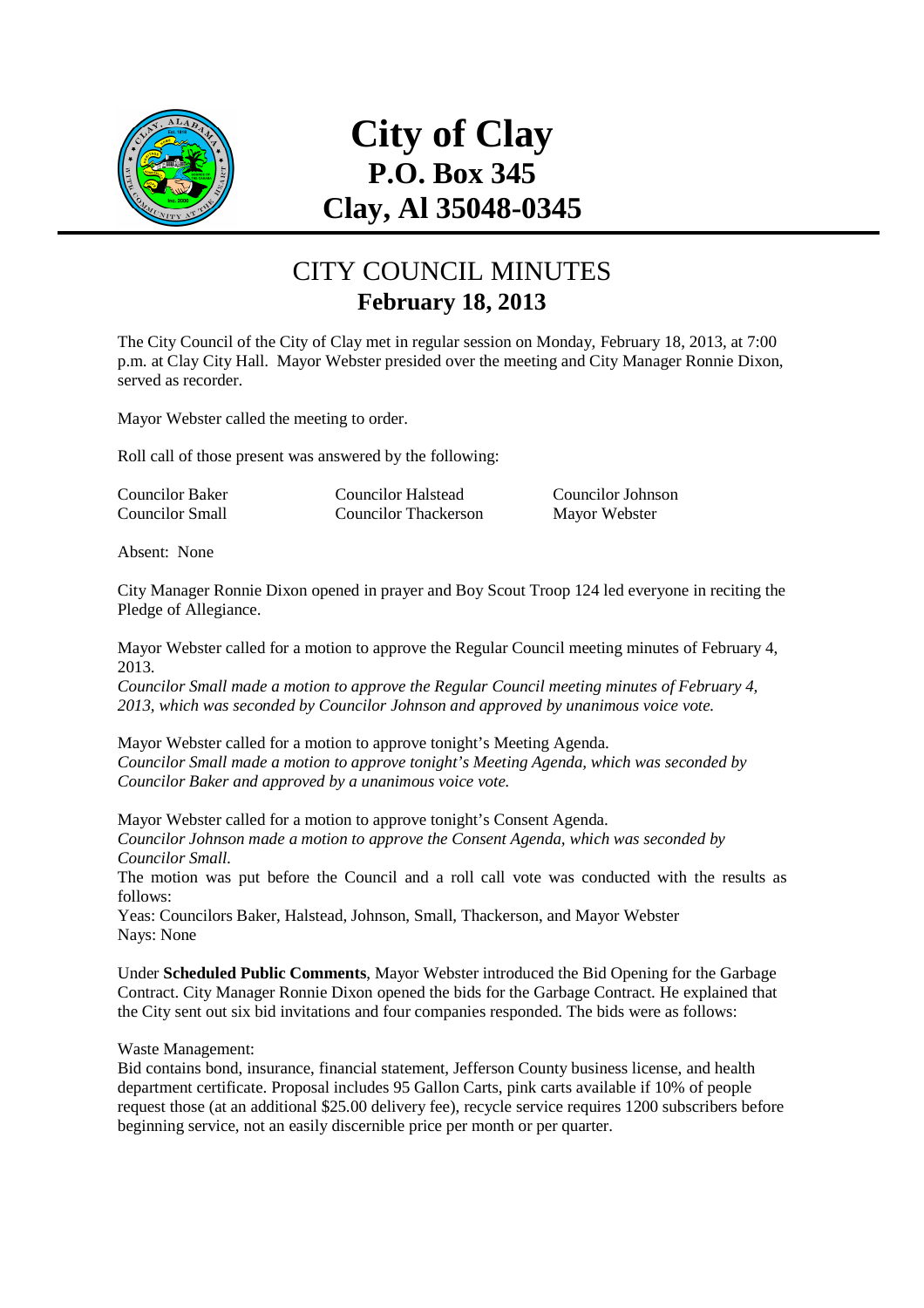# City of Clay
## P.O. Box 345
## Clay, Al 35048-0345

## CITY COUNCIL MINUTES
### February 18, 2013

The City Council of the City of Clay met in regular session on Monday, February 18, 2013, at 7:00 p.m. at Clay City Hall. Mayor Webster presided over the meeting and City Manager Ronnie Dixon, served as recorder.

Mayor Webster called the meeting to order.

Roll call of those present was answered by the following:

| | | |
|---|---|---|
| Councilor Baker | Councilor Halstead | Councilor Johnson |
| Councilor Small | Councilor Thackerson | Mayor Webster |

Absent: None

City Manager Ronnie Dixon opened in prayer and Boy Scout Troop 124 led everyone in reciting the Pledge of Allegiance.

Mayor Webster called for a motion to approve the Regular Council meeting minutes of February 4, 2013.
*Councilor Small made a motion to approve the Regular Council meeting minutes of February 4, 2013, which was seconded by Councilor Johnson and approved by unanimous voice vote.*

Mayor Webster called for a motion to approve tonight's Meeting Agenda.
*Councilor Small made a motion to approve tonight's Meeting Agenda, which was seconded by Councilor Baker and approved by a unanimous voice vote.*

Mayor Webster called for a motion to approve tonight's Consent Agenda.
*Councilor Johnson made a motion to approve the Consent Agenda, which was seconded by Councilor Small.*
The motion was put before the Council and a roll call vote was conducted with the results as follows:
Yeas: Councilors Baker, Halstead, Johnson, Small, Thackerson, and Mayor Webster
Nays: None

Under **Scheduled Public Comments**, Mayor Webster introduced the Bid Opening for the Garbage Contract. City Manager Ronnie Dixon opened the bids for the Garbage Contract. He explained that the City sent out six bid invitations and four companies responded. The bids were as follows:

Waste Management:
Bid contains bond, insurance, financial statement, Jefferson County business license, and health department certificate. Proposal includes 95 Gallon Carts, pink carts available if 10% of people request those (at an additional $25.00 delivery fee), recycle service requires 1200 subscribers before beginning service, not an easily discernible price per month or per quarter.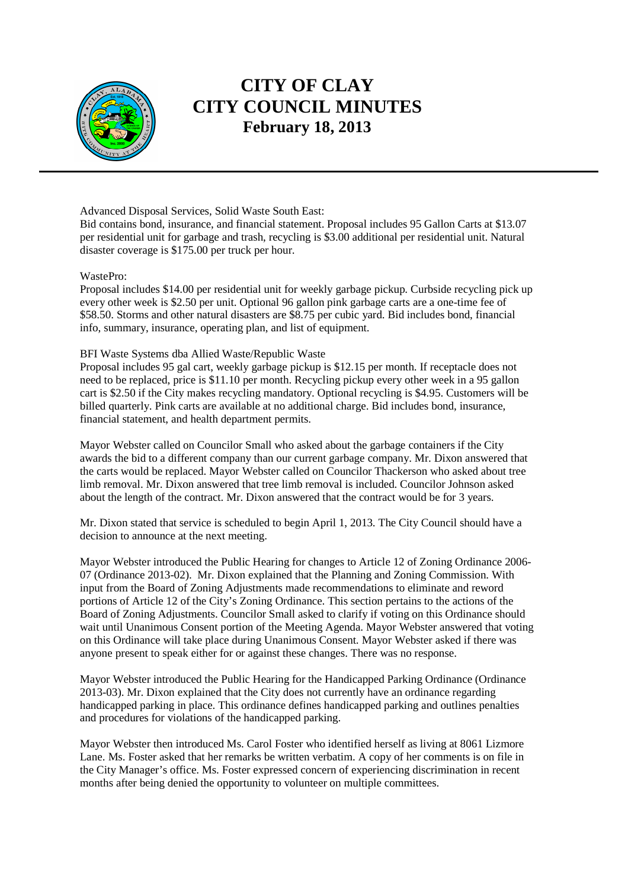# CITY OF CLAY
# CITY COUNCIL MINUTES
### February 18, 2013

Advanced Disposal Services, Solid Waste South East:
Bid contains bond, insurance, and financial statement. Proposal includes 95 Gallon Carts at $13.07 per residential unit for garbage and trash, recycling is $3.00 additional per residential unit. Natural disaster coverage is $175.00 per truck per hour.

WastePro:
Proposal includes $14.00 per residential unit for weekly garbage pickup. Curbside recycling pick up every other week is $2.50 per unit. Optional 96 gallon pink garbage carts are a one-time fee of $58.50. Storms and other natural disasters are $8.75 per cubic yard. Bid includes bond, financial info, summary, insurance, operating plan, and list of equipment.

BFI Waste Systems dba Allied Waste/Republic Waste
Proposal includes 95 gal cart, weekly garbage pickup is $12.15 per month. If receptacle does not need to be replaced, price is $11.10 per month. Recycling pickup every other week in a 95 gallon cart is $2.50 if the City makes recycling mandatory. Optional recycling is $4.95. Customers will be billed quarterly. Pink carts are available at no additional charge. Bid includes bond, insurance, financial statement, and health department permits.

Mayor Webster called on Councilor Small who asked about the garbage containers if the City awards the bid to a different company than our current garbage company. Mr. Dixon answered that the carts would be replaced. Mayor Webster called on Councilor Thackerson who asked about tree limb removal. Mr. Dixon answered that tree limb removal is included. Councilor Johnson asked about the length of the contract. Mr. Dixon answered that the contract would be for 3 years.

Mr. Dixon stated that service is scheduled to begin April 1, 2013. The City Council should have a decision to announce at the next meeting.

Mayor Webster introduced the Public Hearing for changes to Article 12 of Zoning Ordinance 2006-07 (Ordinance 2013-02). Mr. Dixon explained that the Planning and Zoning Commission. With input from the Board of Zoning Adjustments made recommendations to eliminate and reword portions of Article 12 of the City's Zoning Ordinance. This section pertains to the actions of the Board of Zoning Adjustments. Councilor Small asked to clarify if voting on this Ordinance should wait until Unanimous Consent portion of the Meeting Agenda. Mayor Webster answered that voting on this Ordinance will take place during Unanimous Consent. Mayor Webster asked if there was anyone present to speak either for or against these changes. There was no response.

Mayor Webster introduced the Public Hearing for the Handicapped Parking Ordinance (Ordinance 2013-03). Mr. Dixon explained that the City does not currently have an ordinance regarding handicapped parking in place. This ordinance defines handicapped parking and outlines penalties and procedures for violations of the handicapped parking.

Mayor Webster then introduced Ms. Carol Foster who identified herself as living at 8061 Lizmore Lane. Ms. Foster asked that her remarks be written verbatim. A copy of her comments is on file in the City Manager's office. Ms. Foster expressed concern of experiencing discrimination in recent months after being denied the opportunity to volunteer on multiple committees.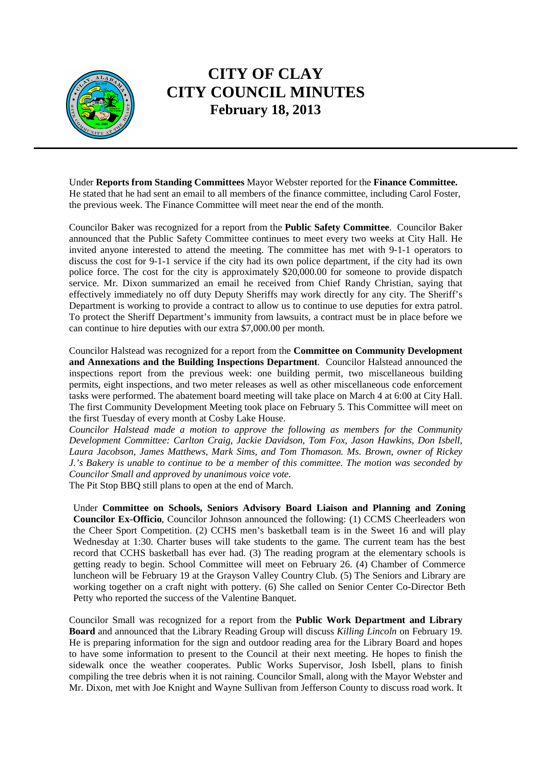Under **Reports from Standing Committees** Mayor Webster reported for the **Finance Committee.** He stated that he had sent an email to all members of the finance committee, including Carol Foster, the previous week. The Finance Committee will meet near the end of the month.

Councilor Baker was recognized for a report from the **Public Safety Committee**. Councilor Baker announced that the Public Safety Committee continues to meet every two weeks at City Hall. He invited anyone interested to attend the meeting. The committee has met with 9-1-1 operators to discuss the cost for 9-1-1 service if the city had its own police department, if the city had its own police force. The cost for the city is approximately $20,000.00 for someone to provide dispatch service. Mr. Dixon summarized an email he received from Chief Randy Christian, saying that effectively immediately no off duty Deputy Sheriffs may work directly for any city. The Sheriff's Department is working to provide a contract to allow us to continue to use deputies for extra patrol. To protect the Sheriff Department's immunity from lawsuits, a contract must be in place before we can continue to hire deputies with our extra $7,000.00 per month.

Councilor Halstead was recognized for a report from the **Committee on Community Development and Annexations and the Building Inspections Department**. Councilor Halstead announced the inspections report from the previous week: one building permit, two miscellaneous building permits, eight inspections, and two meter releases as well as other miscellaneous code enforcement tasks were performed. The abatement board meeting will take place on March 4 at 6:00 at City Hall. The first Community Development Meeting took place on February 5. This Committee will meet on the first Tuesday of every month at Cosby Lake House.

*Councilor Halstead made a motion to approve the following as members for the Community Development Committee: Carlton Craig, Jackie Davidson, Tom Fox, Jason Hawkins, Don Isbell, Laura Jacobson, James Matthews, Mark Sims, and Tom Thomason. Ms. Brown, owner of Rickey J.'s Bakery is unable to continue to be a member of this committee. The motion was seconded by Councilor Small and approved by unanimous voice vote.*

The Pit Stop BBQ still plans to open at the end of March.

Under **Committee on Schools, Seniors Advisory Board Liaison and Planning and Zoning Councilor Ex-Officio**, Councilor Johnson announced the following: (1) CCMS Cheerleaders won the Cheer Sport Competition. (2) CCHS men's basketball team is in the Sweet 16 and will play Wednesday at 1:30. Charter buses will take students to the game. The current team has the best record that CCHS basketball has ever had. (3) The reading program at the elementary schools is getting ready to begin. School Committee will meet on February 26. (4) Chamber of Commerce luncheon will be February 19 at the Grayson Valley Country Club. (5) The Seniors and Library are working together on a craft night with pottery. (6) She called on Senior Center Co-Director Beth Petty who reported the success of the Valentine Banquet.

Councilor Small was recognized for a report from the **Public Work Department and Library Board** and announced that the Library Reading Group will discuss *Killing Lincoln* on February 19. He is preparing information for the sign and outdoor reading area for the Library Board and hopes to have some information to present to the Council at their next meeting. He hopes to finish the sidewalk once the weather cooperates. Public Works Supervisor, Josh Isbell, plans to finish compiling the tree debris when it is not raining. Councilor Small, along with the Mayor Webster and Mr. Dixon, met with Joe Knight and Wayne Sullivan from Jefferson County to discuss road work. It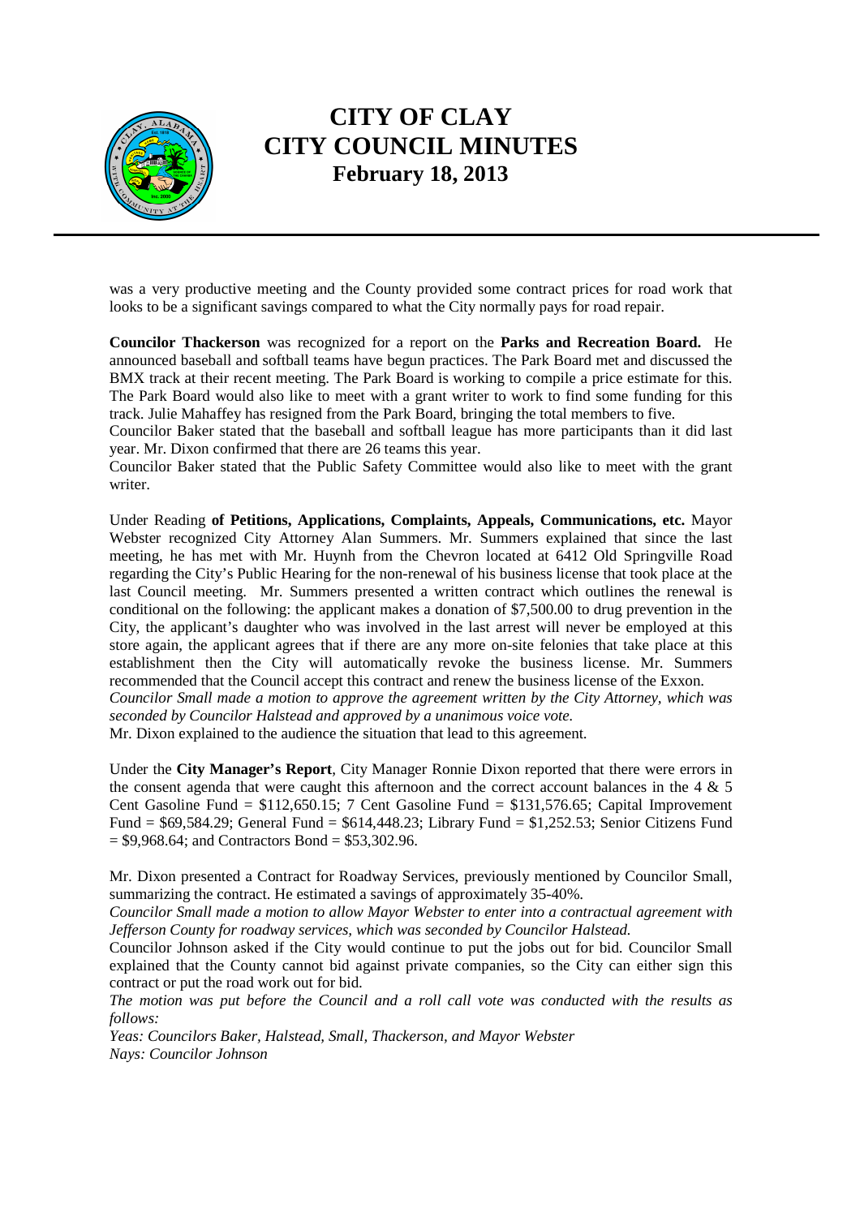was a very productive meeting and the County provided some contract prices for road work that looks to be a significant savings compared to what the City normally pays for road repair.

**Councilor Thackerson** was recognized for a report on the **Parks and Recreation Board.** He announced baseball and softball teams have begun practices. The Park Board met and discussed the BMX track at their recent meeting. The Park Board is working to compile a price estimate for this. The Park Board would also like to meet with a grant writer to work to find some funding for this track. Julie Mahaffey has resigned from the Park Board, bringing the total members to five.

Councilor Baker stated that the baseball and softball league has more participants than it did last year. Mr. Dixon confirmed that there are 26 teams this year.

Councilor Baker stated that the Public Safety Committee would also like to meet with the grant writer.

Under Reading **of Petitions, Applications, Complaints, Appeals, Communications, etc.** Mayor Webster recognized City Attorney Alan Summers. Mr. Summers explained that since the last meeting, he has met with Mr. Huynh from the Chevron located at 6412 Old Springville Road regarding the City's Public Hearing for the non-renewal of his business license that took place at the last Council meeting. Mr. Summers presented a written contract which outlines the renewal is conditional on the following: the applicant makes a donation of $7,500.00 to drug prevention in the City, the applicant's daughter who was involved in the last arrest will never be employed at this store again, the applicant agrees that if there are any more on-site felonies that take place at this establishment then the City will automatically revoke the business license. Mr. Summers recommended that the Council accept this contract and renew the business license of the Exxon.

*Councilor Small made a motion to approve the agreement written by the City Attorney, which was seconded by Councilor Halstead and approved by a unanimous voice vote.*

Mr. Dixon explained to the audience the situation that lead to this agreement.

Under the **City Manager's Report**, City Manager Ronnie Dixon reported that there were errors in the consent agenda that were caught this afternoon and the correct account balances in the 4 & 5 Cent Gasoline Fund = $112,650.15; 7 Cent Gasoline Fund = $131,576.65; Capital Improvement Fund = $69,584.29; General Fund = $614,448.23; Library Fund = $1,252.53; Senior Citizens Fund = $9,968.64; and Contractors Bond = $53,302.96.

Mr. Dixon presented a Contract for Roadway Services, previously mentioned by Councilor Small, summarizing the contract. He estimated a savings of approximately 35-40%.

*Councilor Small made a motion to allow Mayor Webster to enter into a contractual agreement with Jefferson County for roadway services, which was seconded by Councilor Halstead.*

Councilor Johnson asked if the City would continue to put the jobs out for bid. Councilor Small explained that the County cannot bid against private companies, so the City can either sign this contract or put the road work out for bid.

*The motion was put before the Council and a roll call vote was conducted with the results as follows:*

*Yeas: Councilors Baker, Halstead, Small, Thackerson, and Mayor Webster*

*Nays: Councilor Johnson*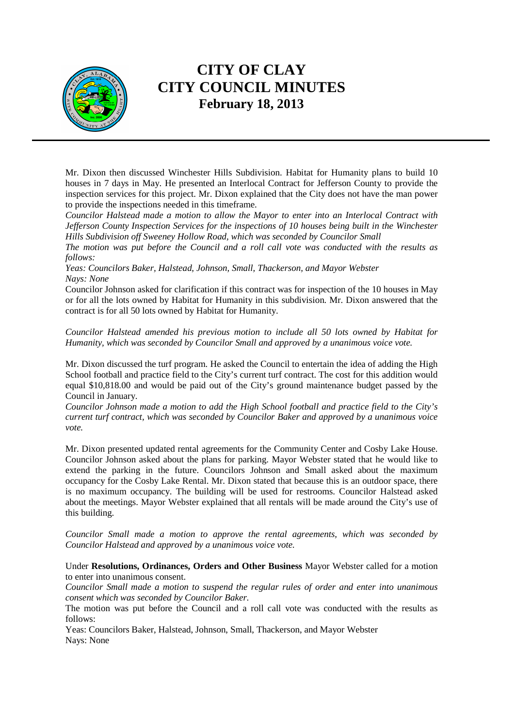Mr. Dixon then discussed Winchester Hills Subdivision. Habitat for Humanity plans to build 10 houses in 7 days in May. He presented an Interlocal Contract for Jefferson County to provide the inspection services for this project. Mr. Dixon explained that the City does not have the man power to provide the inspections needed in this timeframe.

*Councilor Halstead made a motion to allow the Mayor to enter into an Interlocal Contract with Jefferson County Inspection Services for the inspections of 10 houses being built in the Winchester Hills Subdivision off Sweeney Hollow Road, which was seconded by Councilor Small*

*The motion was put before the Council and a roll call vote was conducted with the results as follows:*

*Yeas: Councilors Baker, Halstead, Johnson, Small, Thackerson, and Mayor Webster*

*Nays: None*

Councilor Johnson asked for clarification if this contract was for inspection of the 10 houses in May or for all the lots owned by Habitat for Humanity in this subdivision. Mr. Dixon answered that the contract is for all 50 lots owned by Habitat for Humanity.

*Councilor Halstead amended his previous motion to include all 50 lots owned by Habitat for Humanity, which was seconded by Councilor Small and approved by a unanimous voice vote.*

Mr. Dixon discussed the turf program. He asked the Council to entertain the idea of adding the High School football and practice field to the City's current turf contract. The cost for this addition would equal $10,818.00 and would be paid out of the City's ground maintenance budget passed by the Council in January.

*Councilor Johnson made a motion to add the High School football and practice field to the City's current turf contract, which was seconded by Councilor Baker and approved by a unanimous voice vote.*

Mr. Dixon presented updated rental agreements for the Community Center and Cosby Lake House. Councilor Johnson asked about the plans for parking. Mayor Webster stated that he would like to extend the parking in the future. Councilors Johnson and Small asked about the maximum occupancy for the Cosby Lake Rental. Mr. Dixon stated that because this is an outdoor space, there is no maximum occupancy. The building will be used for restrooms. Councilor Halstead asked about the meetings. Mayor Webster explained that all rentals will be made around the City's use of this building.

*Councilor Small made a motion to approve the rental agreements, which was seconded by Councilor Halstead and approved by a unanimous voice vote.*

Under **Resolutions, Ordinances, Orders and Other Business** Mayor Webster called for a motion to enter into unanimous consent.

*Councilor Small made a motion to suspend the regular rules of order and enter into unanimous consent which was seconded by Councilor Baker.*

The motion was put before the Council and a roll call vote was conducted with the results as follows:

Yeas: Councilors Baker, Halstead, Johnson, Small, Thackerson, and Mayor Webster

Nays: None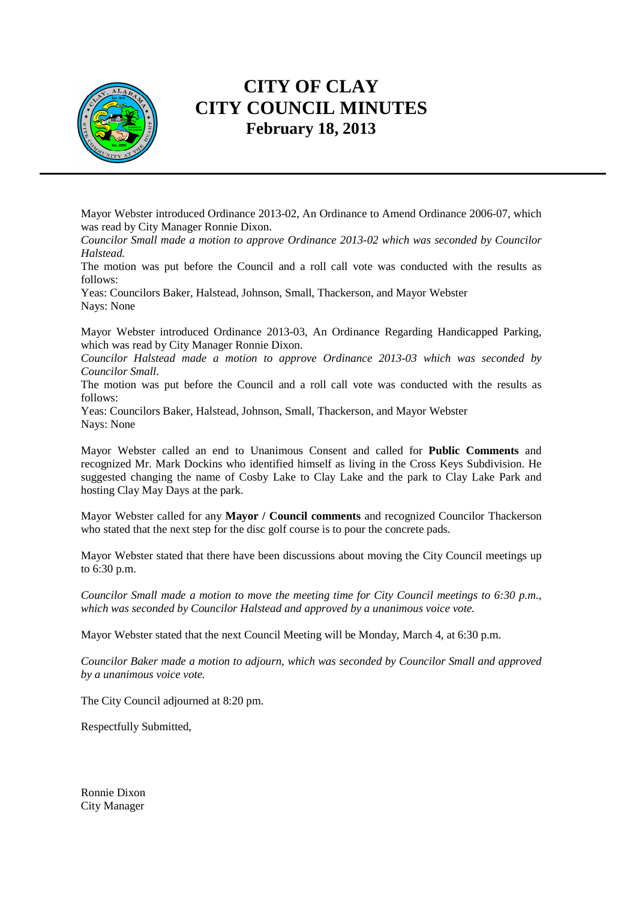# CITY OF CLAY
# CITY COUNCIL MINUTES
## February 18, 2013

---

Mayor Webster introduced Ordinance 2013-02, An Ordinance to Amend Ordinance 2006-07, which was read by City Manager Ronnie Dixon.

*Councilor Small made a motion to approve Ordinance 2013-02 which was seconded by Councilor Halstead.*

The motion was put before the Council and a roll call vote was conducted with the results as follows:

Yeas: Councilors Baker, Halstead, Johnson, Small, Thackerson, and Mayor Webster
Nays: None

Mayor Webster introduced Ordinance 2013-03, An Ordinance Regarding Handicapped Parking, which was read by City Manager Ronnie Dixon.

*Councilor Halstead made a motion to approve Ordinance 2013-03 which was seconded by Councilor Small.*

The motion was put before the Council and a roll call vote was conducted with the results as follows:

Yeas: Councilors Baker, Halstead, Johnson, Small, Thackerson, and Mayor Webster
Nays: None

Mayor Webster called an end to Unanimous Consent and called for **Public Comments** and recognized Mr. Mark Dockins who identified himself as living in the Cross Keys Subdivision. He suggested changing the name of Cosby Lake to Clay Lake and the park to Clay Lake Park and hosting Clay May Days at the park.

Mayor Webster called for any **Mayor / Council comments** and recognized Councilor Thackerson who stated that the next step for the disc golf course is to pour the concrete pads.

Mayor Webster stated that there have been discussions about moving the City Council meetings up to 6:30 p.m.

*Councilor Small made a motion to move the meeting time for City Council meetings to 6:30 p.m., which was seconded by Councilor Halstead and approved by a unanimous voice vote.*

Mayor Webster stated that the next Council Meeting will be Monday, March 4, at 6:30 p.m.

*Councilor Baker made a motion to adjourn, which was seconded by Councilor Small and approved by a unanimous voice vote.*

The City Council adjourned at 8:20 pm.

Respectfully Submitted,

Ronnie Dixon
City Manager